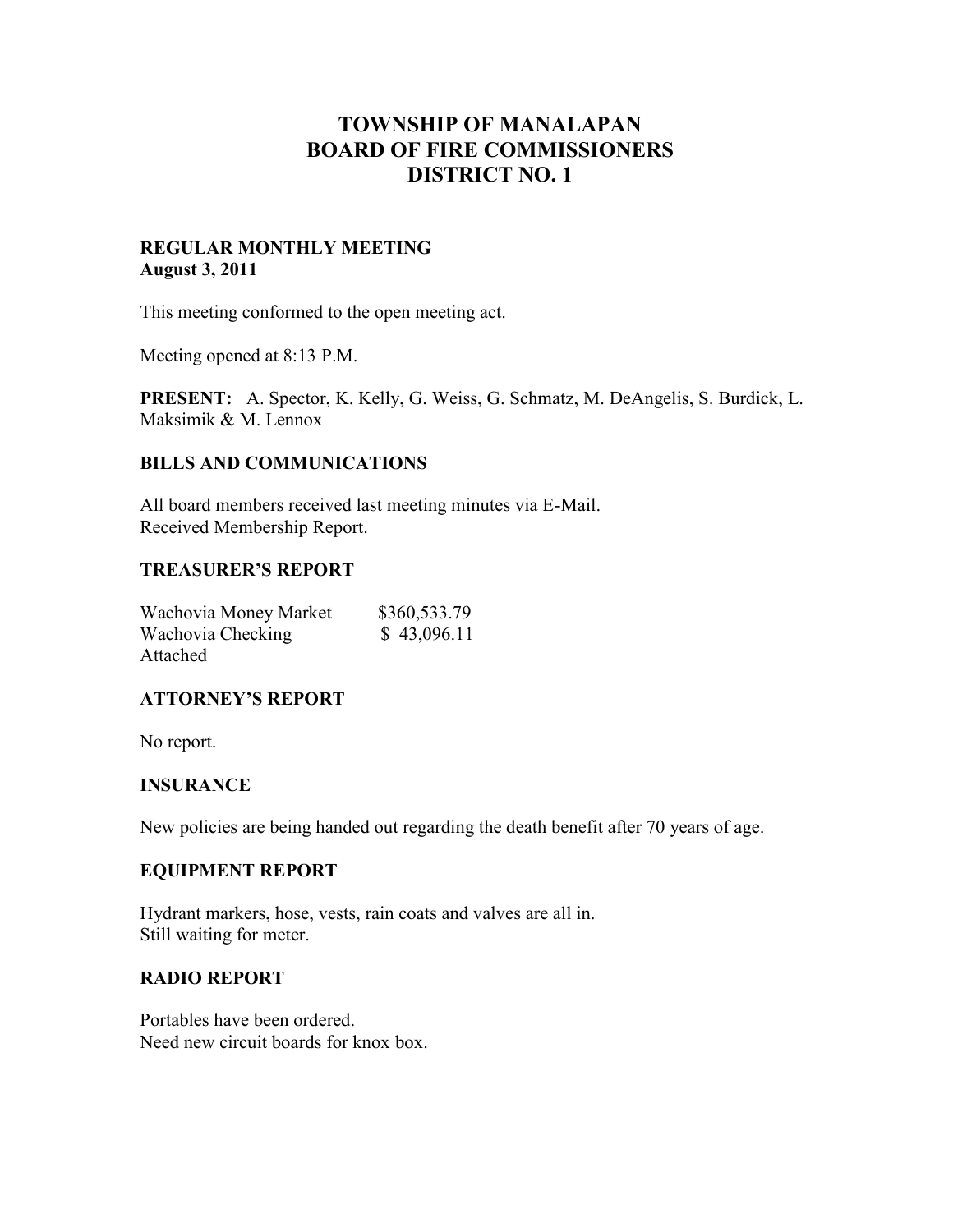# TOWNSHIP OF MANALAPAN
# BOARD OF FIRE COMMISSIONERS
# DISTRICT NO. 1

**REGULAR MONTHLY MEETING**
**August 3, 2011**

This meeting conformed to the open meeting act.

Meeting opened at 8:13 P.M.

**PRESENT:** A. Spector, K. Kelly, G. Weiss, G. Schmatz, M. DeAngelis, S. Burdick, L. Maksimik & M. Lennox

## BILLS AND COMMUNICATIONS

All board members received last meeting minutes via E-Mail.
Received Membership Report.

## TREASURER'S REPORT

| | |
|---|---|
| Wachovia Money Market | $360,533.79 |
| Wachovia Checking | $ 43,096.11 |

Attached

## ATTORNEY'S REPORT

No report.

## INSURANCE

New policies are being handed out regarding the death benefit after 70 years of age.

## EQUIPMENT REPORT

Hydrant markers, hose, vests, rain coats and valves are all in.
Still waiting for meter.

## RADIO REPORT

Portables have been ordered.
Need new circuit boards for knox box.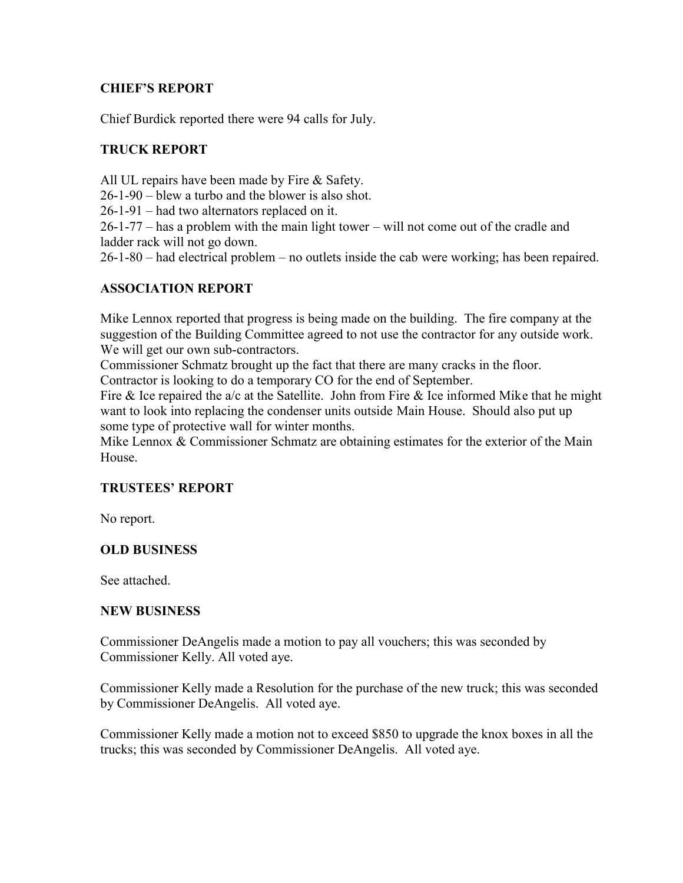## CHIEF'S REPORT

Chief Burdick reported there were 94 calls for July.

## TRUCK REPORT

All UL repairs have been made by Fire & Safety.
26-1-90 – blew a turbo and the blower is also shot.
26-1-91 – had two alternators replaced on it.
26-1-77 – has a problem with the main light tower – will not come out of the cradle and ladder rack will not go down.
26-1-80 – had electrical problem – no outlets inside the cab were working; has been repaired.

## ASSOCIATION REPORT

Mike Lennox reported that progress is being made on the building. The fire company at the suggestion of the Building Committee agreed to not use the contractor for any outside work. We will get our own sub-contractors.
Commissioner Schmatz brought up the fact that there are many cracks in the floor.
Contractor is looking to do a temporary CO for the end of September.
Fire & Ice repaired the a/c at the Satellite. John from Fire & Ice informed Mike that he might want to look into replacing the condenser units outside Main House. Should also put up some type of protective wall for winter months.
Mike Lennox & Commissioner Schmatz are obtaining estimates for the exterior of the Main House.

## TRUSTEES' REPORT

No report.

## OLD BUSINESS

See attached.

## NEW BUSINESS

Commissioner DeAngelis made a motion to pay all vouchers; this was seconded by Commissioner Kelly. All voted aye.

Commissioner Kelly made a Resolution for the purchase of the new truck; this was seconded by Commissioner DeAngelis. All voted aye.

Commissioner Kelly made a motion not to exceed $850 to upgrade the knox boxes in all the trucks; this was seconded by Commissioner DeAngelis. All voted aye.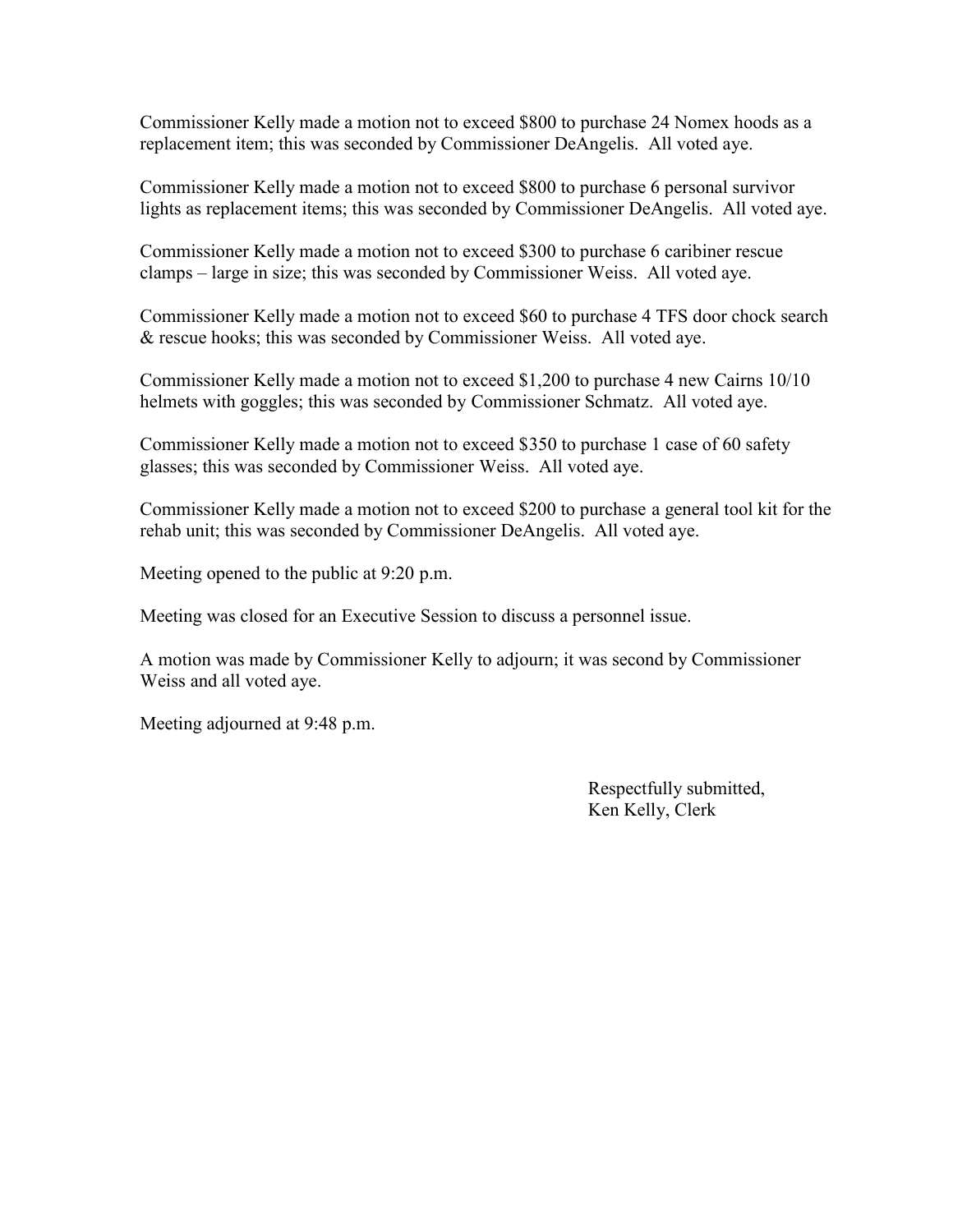Commissioner Kelly made a motion not to exceed $800 to purchase 24 Nomex hoods as a replacement item; this was seconded by Commissioner DeAngelis. All voted aye.

Commissioner Kelly made a motion not to exceed $800 to purchase 6 personal survivor lights as replacement items; this was seconded by Commissioner DeAngelis. All voted aye.

Commissioner Kelly made a motion not to exceed $300 to purchase 6 caribiner rescue clamps – large in size; this was seconded by Commissioner Weiss. All voted aye.

Commissioner Kelly made a motion not to exceed $60 to purchase 4 TFS door chock search & rescue hooks; this was seconded by Commissioner Weiss. All voted aye.

Commissioner Kelly made a motion not to exceed $1,200 to purchase 4 new Cairns 10/10 helmets with goggles; this was seconded by Commissioner Schmatz. All voted aye.

Commissioner Kelly made a motion not to exceed $350 to purchase 1 case of 60 safety glasses; this was seconded by Commissioner Weiss. All voted aye.

Commissioner Kelly made a motion not to exceed $200 to purchase a general tool kit for the rehab unit; this was seconded by Commissioner DeAngelis. All voted aye.

Meeting opened to the public at 9:20 p.m.

Meeting was closed for an Executive Session to discuss a personnel issue.

A motion was made by Commissioner Kelly to adjourn; it was second by Commissioner Weiss and all voted aye.

Meeting adjourned at 9:48 p.m.

Respectfully submitted,
Ken Kelly, Clerk